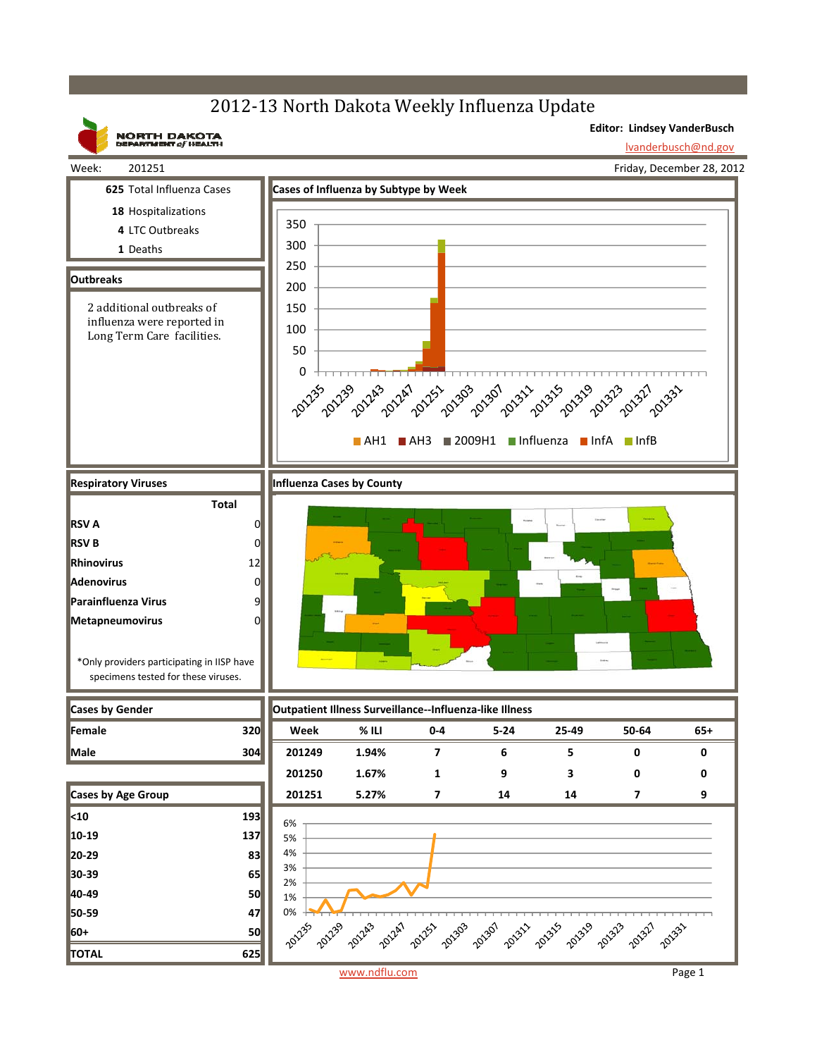# 2012-13 North Dakota Weekly Influenza Update

NORTH DAKOTA DEPARTMENT of HEALTH

**Editor: Lindsey VanderBusch**

lvanderbusch@nd.gov

Week: 201251

Friday, December 28, 2012

**625** Total Influenza Cases

**18** Hospitalizations

**4** LTC Outbreaks

**1** Deaths

## Outbreaks

2 additional outbreaks of influenza were reported in Long Term Care facilities.

## Cases of Influenza by Subtype by Week

Legend: AH1, AH3, 2009H1, Influenza, InfA, InfB

## Respiratory Viruses

| | Total |
|---|---|
| **RSV A** | 0 |
| **RSV B** | 0 |
| **Rhinovirus** | 12 |
| **Adenovirus** | 0 |
| **Parainfluenza Virus** | 9 |
| **Metapneumovirus** | 0 |

*Only providers participating in IISP have specimens tested for these viruses.

## Influenza Cases by County

## Cases by Gender

| | |
|---|---|
| **Female** | 320 |
| **Male** | 304 |

## Cases by Age Group

| | |
|---|---|
| **<10** | 193 |
| **10-19** | 137 |
| **20-29** | 83 |
| **30-39** | 65 |
| **40-49** | 50 |
| **50-59** | 47 |
| **60+** | 50 |
| **TOTAL** | 625 |

## Outpatient Illness Surveillance--Influenza-like Illness

| Week | % ILI | 0-4 | 5-24 | 25-49 | 50-64 | 65+ |
|---|---|---|---|---|---|---|
| 201249 | 1.94% | 7 | 6 | 5 | 0 | 0 |
| 201250 | 1.67% | 1 | 9 | 3 | 0 | 0 |
| 201251 | 5.27% | 7 | 14 | 14 | 7 | 9 |

www.ndflu.com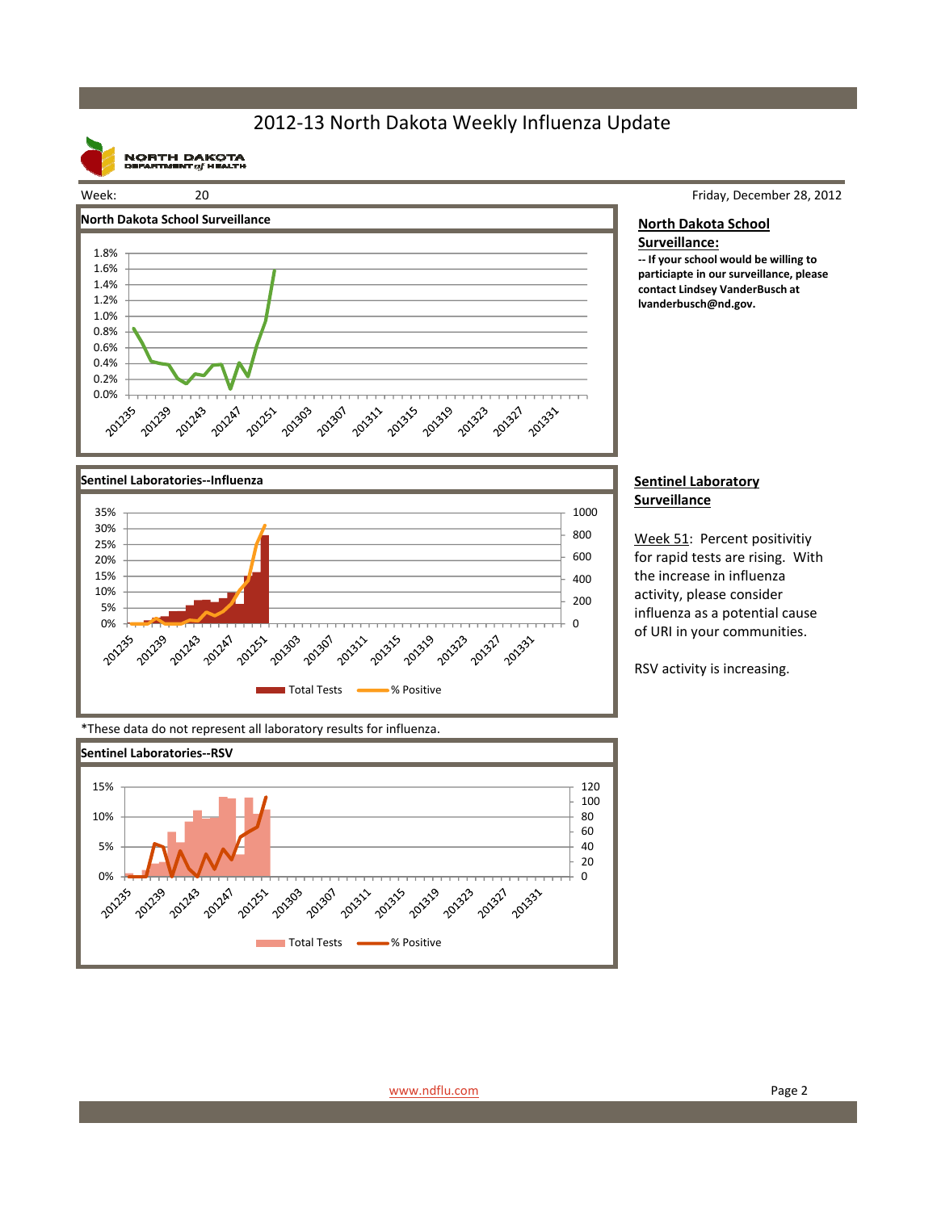# 2012-13 North Dakota Weekly Influenza Update

NORTH DAKOTA
DEPARTMENT of HEALTH

Week: 20

Friday, December 28, 2012

## North Dakota School Surveillance

1.8%
1.6%
1.4%
1.2%
1.0%
0.8%
0.6%
0.4%
0.2%
0.0%

201235 201239 201243 201247 201251 201303 201307 201311 201315 201319 201323 201327 201331

### North Dakota School Surveillance:

**-- If your school would be willing to particiapte in our surveillance, please contact Lindsey VanderBusch at lvanderbusch@nd.gov.**

## Sentinel Laboratories--Influenza

35%
30%
25%
20%
15%
10%
5%
0%

1000
800
600
400
200
0

201235 201239 201243 201247 201251 201303 201307 201311 201315 201319 201323 201327 201331

Total Tests
% Positive

*These data do not represent all laboratory results for influenza.

### Sentinel Laboratory Surveillance

Week 51: Percent positivitiy for rapid tests are rising. With the increase in influenza activity, please consider influenza as a potential cause of URI in your communities.

RSV activity is increasing.

## Sentinel Laboratories--RSV

15%
10%
5%
0%

120
100
80
60
40
20
0

201235 201239 201243 201247 201251 201303 201307 201311 201315 201319 201323 201327 201331

Total Tests
% Positive

www.ndflu.com